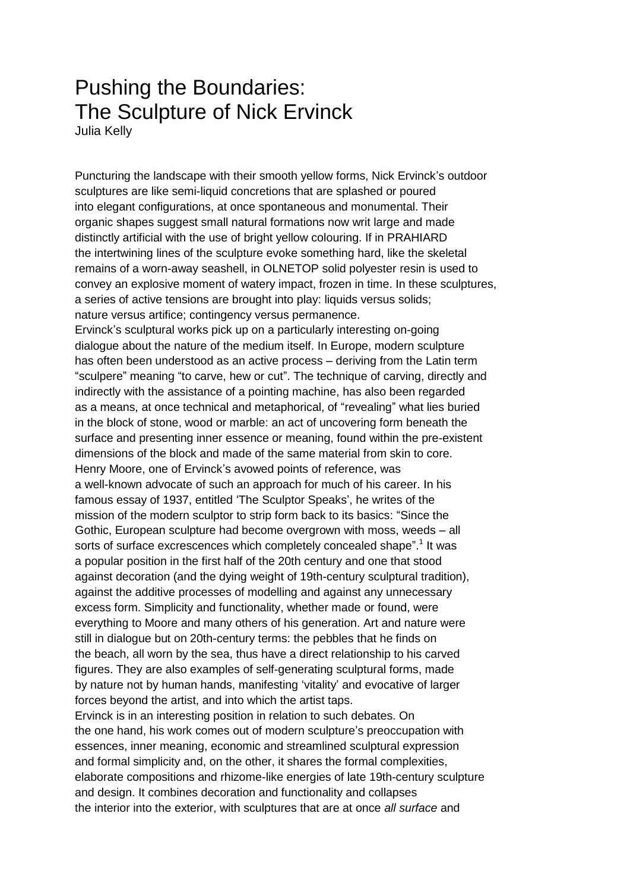# Pushing the Boundaries:
# The Sculpture of Nick Ervinck

Julia Kelly

Puncturing the landscape with their smooth yellow forms, Nick Ervinck's outdoor sculptures are like semi-liquid concretions that are splashed or poured into elegant configurations, at once spontaneous and monumental. Their organic shapes suggest small natural formations now writ large and made distinctly artificial with the use of bright yellow colouring. If in PRAHIARD the intertwining lines of the sculpture evoke something hard, like the skeletal remains of a worn-away seashell, in OLNETOP solid polyester resin is used to convey an explosive moment of watery impact, frozen in time. In these sculptures, a series of active tensions are brought into play: liquids versus solids; nature versus artifice; contingency versus permanence.

Ervinck's sculptural works pick up on a particularly interesting on-going dialogue about the nature of the medium itself. In Europe, modern sculpture has often been understood as an active process – deriving from the Latin term "sculpere" meaning "to carve, hew or cut". The technique of carving, directly and indirectly with the assistance of a pointing machine, has also been regarded as a means, at once technical and metaphorical, of "revealing" what lies buried in the block of stone, wood or marble: an act of uncovering form beneath the surface and presenting inner essence or meaning, found within the pre-existent dimensions of the block and made of the same material from skin to core.

Henry Moore, one of Ervinck's avowed points of reference, was a well-known advocate of such an approach for much of his career. In his famous essay of 1937, entitled 'The Sculptor Speaks', he writes of the mission of the modern sculptor to strip form back to its basics: "Since the Gothic, European sculpture had become overgrown with moss, weeds – all sorts of surface excrescences which completely concealed shape".[1] It was a popular position in the first half of the 20th century and one that stood against decoration (and the dying weight of 19th-century sculptural tradition), against the additive processes of modelling and against any unnecessary excess form. Simplicity and functionality, whether made or found, were everything to Moore and many others of his generation. Art and nature were still in dialogue but on 20th-century terms: the pebbles that he finds on the beach, all worn by the sea, thus have a direct relationship to his carved figures. They are also examples of self-generating sculptural forms, made by nature not by human hands, manifesting 'vitality' and evocative of larger forces beyond the artist, and into which the artist taps.

Ervinck is in an interesting position in relation to such debates. On the one hand, his work comes out of modern sculpture's preoccupation with essences, inner meaning, economic and streamlined sculptural expression and formal simplicity and, on the other, it shares the formal complexities, elaborate compositions and rhizome-like energies of late 19th-century sculpture and design. It combines decoration and functionality and collapses the interior into the exterior, with sculptures that are at once *all surface* and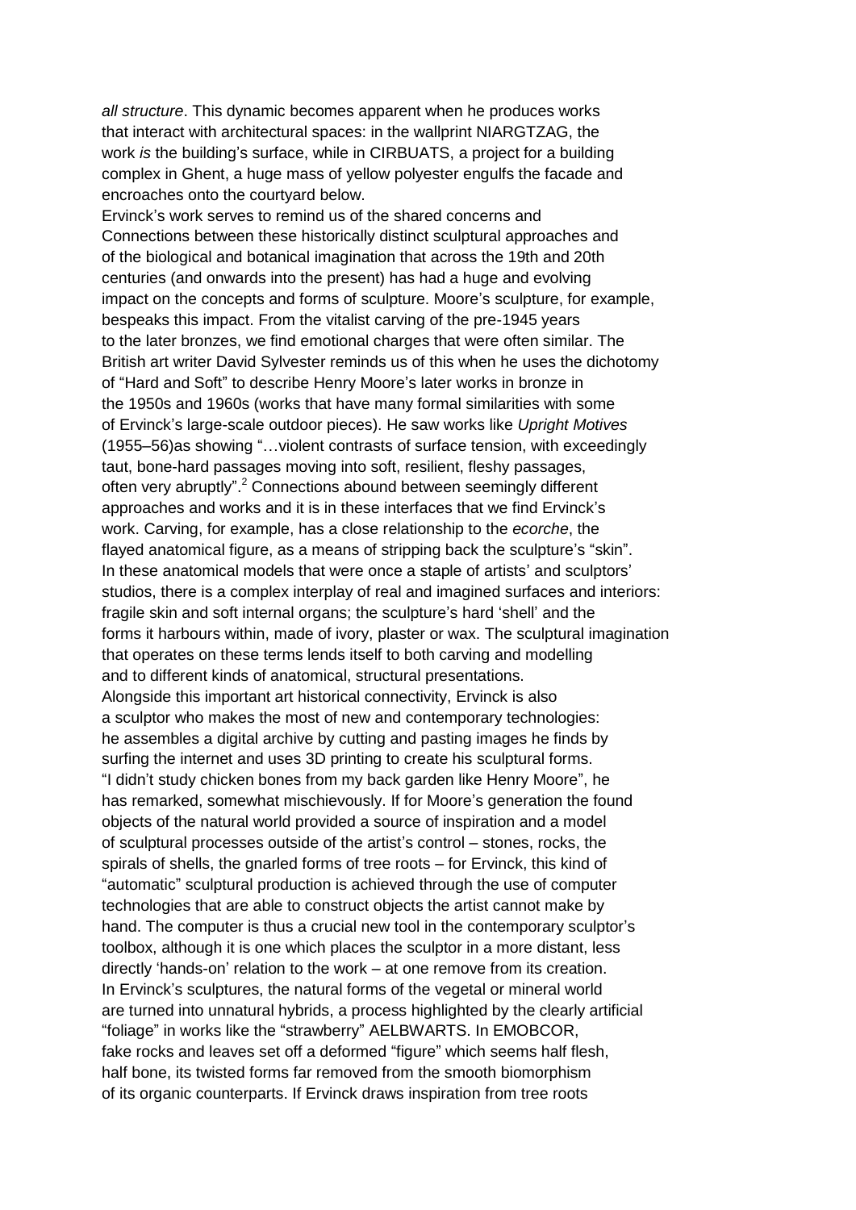*all structure*. This dynamic becomes apparent when he produces works that interact with architectural spaces: in the wallprint NIARGTZAG, the work *is* the building's surface, while in CIRBUATS, a project for a building complex in Ghent, a huge mass of yellow polyester engulfs the facade and encroaches onto the courtyard below.

Ervinck's work serves to remind us of the shared concerns and Connections between these historically distinct sculptural approaches and of the biological and botanical imagination that across the 19th and 20th centuries (and onwards into the present) has had a huge and evolving impact on the concepts and forms of sculpture. Moore's sculpture, for example, bespeaks this impact. From the vitalist carving of the pre-1945 years to the later bronzes, we find emotional charges that were often similar. The British art writer David Sylvester reminds us of this when he uses the dichotomy of "Hard and Soft" to describe Henry Moore's later works in bronze in the 1950s and 1960s (works that have many formal similarities with some of Ervinck's large-scale outdoor pieces). He saw works like *Upright Motives* (1955–56)as showing "…violent contrasts of surface tension, with exceedingly taut, bone-hard passages moving into soft, resilient, fleshy passages, often very abruptly".[2] Connections abound between seemingly different approaches and works and it is in these interfaces that we find Ervinck's work. Carving, for example, has a close relationship to the *ecorche*, the flayed anatomical figure, as a means of stripping back the sculpture's "skin". In these anatomical models that were once a staple of artists' and sculptors' studios, there is a complex interplay of real and imagined surfaces and interiors: fragile skin and soft internal organs; the sculpture's hard 'shell' and the forms it harbours within, made of ivory, plaster or wax. The sculptural imagination that operates on these terms lends itself to both carving and modelling and to different kinds of anatomical, structural presentations.

Alongside this important art historical connectivity, Ervinck is also a sculptor who makes the most of new and contemporary technologies: he assembles a digital archive by cutting and pasting images he finds by surfing the internet and uses 3D printing to create his sculptural forms. "I didn't study chicken bones from my back garden like Henry Moore", he has remarked, somewhat mischievously. If for Moore's generation the found objects of the natural world provided a source of inspiration and a model of sculptural processes outside of the artist's control – stones, rocks, the spirals of shells, the gnarled forms of tree roots – for Ervinck, this kind of "automatic" sculptural production is achieved through the use of computer technologies that are able to construct objects the artist cannot make by hand. The computer is thus a crucial new tool in the contemporary sculptor's toolbox, although it is one which places the sculptor in a more distant, less directly 'hands-on' relation to the work – at one remove from its creation. In Ervinck's sculptures, the natural forms of the vegetal or mineral world are turned into unnatural hybrids, a process highlighted by the clearly artificial "foliage" in works like the "strawberry" AELBWARTS. In EMOBCOR, fake rocks and leaves set off a deformed "figure" which seems half flesh, half bone, its twisted forms far removed from the smooth biomorphism of its organic counterparts. If Ervinck draws inspiration from tree roots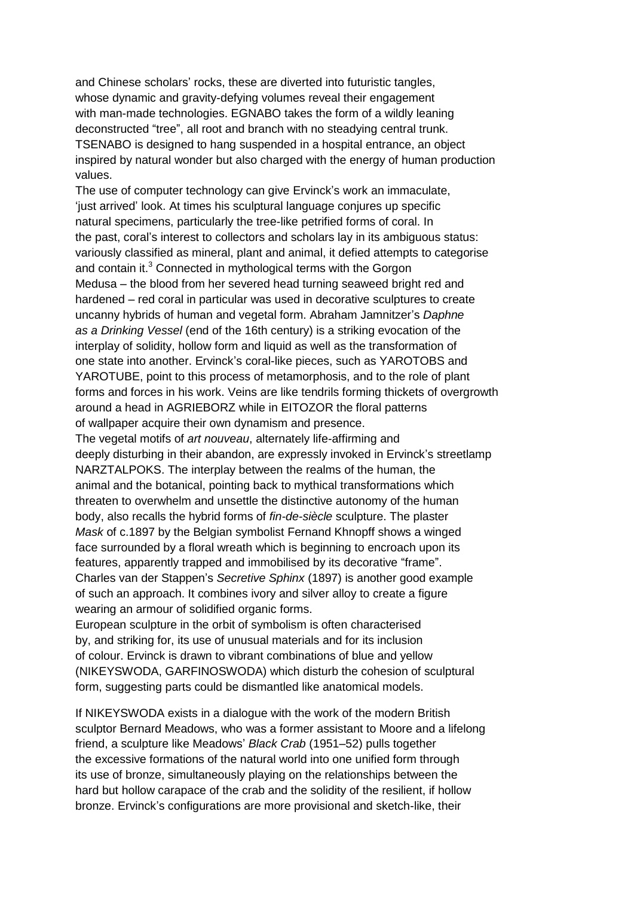and Chinese scholars' rocks, these are diverted into futuristic tangles, whose dynamic and gravity-defying volumes reveal their engagement with man-made technologies. EGNABO takes the form of a wildly leaning deconstructed "tree", all root and branch with no steadying central trunk. TSENABO is designed to hang suspended in a hospital entrance, an object inspired by natural wonder but also charged with the energy of human production values.

The use of computer technology can give Ervinck's work an immaculate, 'just arrived' look. At times his sculptural language conjures up specific natural specimens, particularly the tree-like petrified forms of coral. In the past, coral's interest to collectors and scholars lay in its ambiguous status: variously classified as mineral, plant and animal, it defied attempts to categorise and contain it.[3] Connected in mythological terms with the Gorgon Medusa – the blood from her severed head turning seaweed bright red and hardened – red coral in particular was used in decorative sculptures to create uncanny hybrids of human and vegetal form. Abraham Jamnitzer's *Daphne as a Drinking Vessel* (end of the 16th century) is a striking evocation of the interplay of solidity, hollow form and liquid as well as the transformation of one state into another. Ervinck's coral-like pieces, such as YAROTOBS and YAROTUBE, point to this process of metamorphosis, and to the role of plant forms and forces in his work. Veins are like tendrils forming thickets of overgrowth around a head in AGRIEBORZ while in EITOZOR the floral patterns of wallpaper acquire their own dynamism and presence.

The vegetal motifs of *art nouveau*, alternately life-affirming and deeply disturbing in their abandon, are expressly invoked in Ervinck's streetlamp NARZTALPOKS. The interplay between the realms of the human, the animal and the botanical, pointing back to mythical transformations which threaten to overwhelm and unsettle the distinctive autonomy of the human body, also recalls the hybrid forms of *fin-de-siècle* sculpture. The plaster *Mask* of c.1897 by the Belgian symbolist Fernand Khnopff shows a winged face surrounded by a floral wreath which is beginning to encroach upon its features, apparently trapped and immobilised by its decorative "frame". Charles van der Stappen's *Secretive Sphinx* (1897) is another good example of such an approach. It combines ivory and silver alloy to create a figure wearing an armour of solidified organic forms.

European sculpture in the orbit of symbolism is often characterised by, and striking for, its use of unusual materials and for its inclusion of colour. Ervinck is drawn to vibrant combinations of blue and yellow (NIKEYSWODA, GARFINOSWODA) which disturb the cohesion of sculptural form, suggesting parts could be dismantled like anatomical models.

If NIKEYSWODA exists in a dialogue with the work of the modern British sculptor Bernard Meadows, who was a former assistant to Moore and a lifelong friend, a sculpture like Meadows' *Black Crab* (1951–52) pulls together the excessive formations of the natural world into one unified form through its use of bronze, simultaneously playing on the relationships between the hard but hollow carapace of the crab and the solidity of the resilient, if hollow bronze. Ervinck's configurations are more provisional and sketch-like, their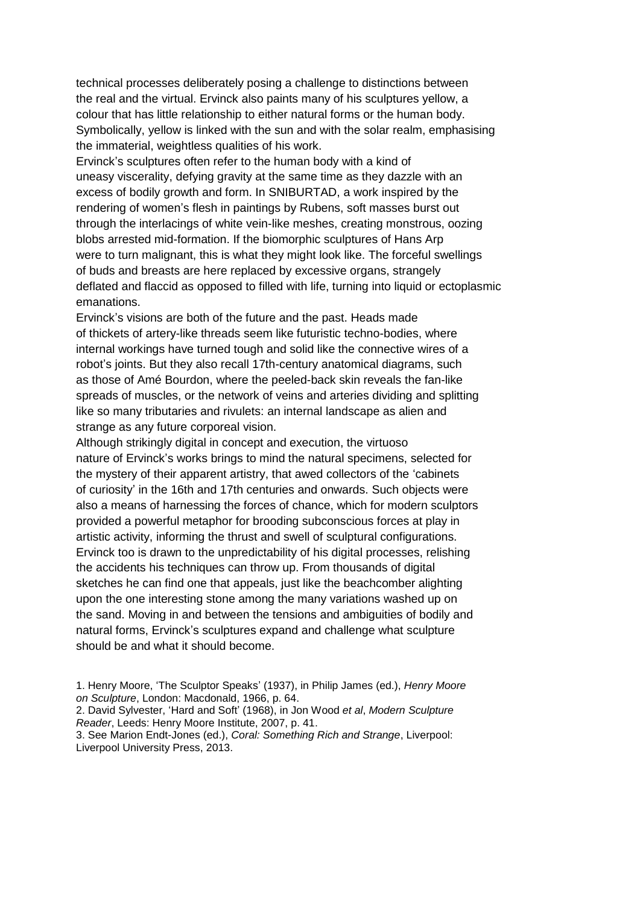technical processes deliberately posing a challenge to distinctions between the real and the virtual. Ervinck also paints many of his sculptures yellow, a colour that has little relationship to either natural forms or the human body. Symbolically, yellow is linked with the sun and with the solar realm, emphasising the immaterial, weightless qualities of his work.

Ervinck's sculptures often refer to the human body with a kind of uneasy viscerality, defying gravity at the same time as they dazzle with an excess of bodily growth and form. In SNIBURTAD, a work inspired by the rendering of women's flesh in paintings by Rubens, soft masses burst out through the interlacings of white vein-like meshes, creating monstrous, oozing blobs arrested mid-formation. If the biomorphic sculptures of Hans Arp were to turn malignant, this is what they might look like. The forceful swellings of buds and breasts are here replaced by excessive organs, strangely deflated and flaccid as opposed to filled with life, turning into liquid or ectoplasmic emanations.

Ervinck's visions are both of the future and the past. Heads made of thickets of artery-like threads seem like futuristic techno-bodies, where internal workings have turned tough and solid like the connective wires of a robot's joints. But they also recall 17th-century anatomical diagrams, such as those of Amé Bourdon, where the peeled-back skin reveals the fan-like spreads of muscles, or the network of veins and arteries dividing and splitting like so many tributaries and rivulets: an internal landscape as alien and strange as any future corporeal vision.

Although strikingly digital in concept and execution, the virtuoso nature of Ervinck's works brings to mind the natural specimens, selected for the mystery of their apparent artistry, that awed collectors of the 'cabinets of curiosity' in the 16th and 17th centuries and onwards. Such objects were also a means of harnessing the forces of chance, which for modern sculptors provided a powerful metaphor for brooding subconscious forces at play in artistic activity, informing the thrust and swell of sculptural configurations. Ervinck too is drawn to the unpredictability of his digital processes, relishing the accidents his techniques can throw up. From thousands of digital sketches he can find one that appeals, just like the beachcomber alighting upon the one interesting stone among the many variations washed up on the sand. Moving in and between the tensions and ambiguities of bodily and natural forms, Ervinck's sculptures expand and challenge what sculpture should be and what it should become.

1. Henry Moore, 'The Sculptor Speaks' (1937), in Philip James (ed.), *Henry Moore on Sculpture*, London: Macdonald, 1966, p. 64.
2. David Sylvester, 'Hard and Soft' (1968), in Jon Wood *et al*, *Modern Sculpture Reader*, Leeds: Henry Moore Institute, 2007, p. 41.
3. See Marion Endt-Jones (ed.), *Coral: Something Rich and Strange*, Liverpool: Liverpool University Press, 2013.